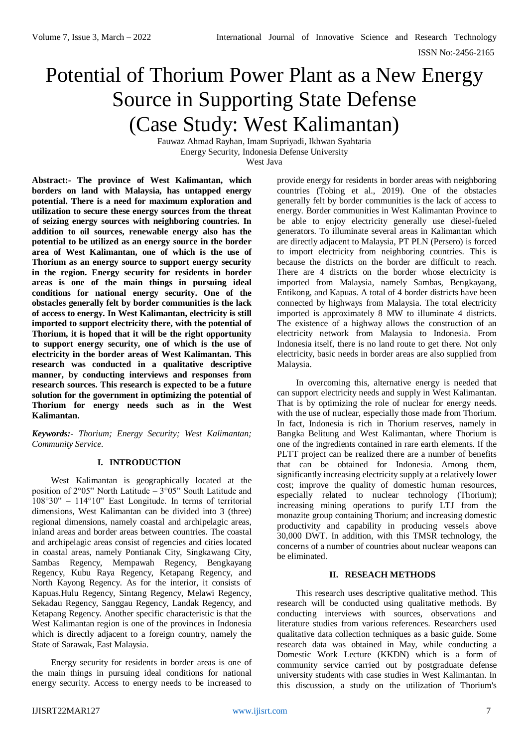# Potential of Thorium Power Plant as a New Energy Source in Supporting State Defense (Case Study: West Kalimantan)

Fauwaz Ahmad Rayhan, Imam Supriyadi, Ikhwan Syahtaria
Energy Security, Indonesia Defense University
West Java

**Abstract:- The province of West Kalimantan, which borders on land with Malaysia, has untapped energy potential. There is a need for maximum exploration and utilization to secure these energy sources from the threat of seizing energy sources with neighboring countries. In addition to oil sources, renewable energy also has the potential to be utilized as an energy source in the border area of West Kalimantan, one of which is the use of Thorium as an energy source to support energy security in the region. Energy security for residents in border areas is one of the main things in pursuing ideal conditions for national energy security. One of the obstacles generally felt by border communities is the lack of access to energy. In West Kalimantan, electricity is still imported to support electricity there, with the potential of Thorium, it is hoped that it will be the right opportunity to support energy security, one of which is the use of electricity in the border areas of West Kalimantan. This research was conducted in a qualitative descriptive manner, by conducting interviews and responses from research sources. This research is expected to be a future solution for the government in optimizing the potential of Thorium for energy needs such as in the West Kalimantan.**

***Keywords:-*** *Thorium; Energy Security; West Kalimantan; Community Service.*

## I. INTRODUCTION

West Kalimantan is geographically located at the position of 2°05" North Latitude – 3°05" South Latitude and 108°30" – 114°10" East Longitude. In terms of territorial dimensions, West Kalimantan can be divided into 3 (three) regional dimensions, namely coastal and archipelagic areas, inland areas and border areas between countries. The coastal and archipelagic areas consist of regencies and cities located in coastal areas, namely Pontianak City, Singkawang City, Sambas Regency, Mempawah Regency, Bengkayang Regency, Kubu Raya Regency, Ketapang Regency, and North Kayong Regency. As for the interior, it consists of Kapuas.Hulu Regency, Sintang Regency, Melawi Regency, Sekadau Regency, Sanggau Regency, Landak Regency, and Ketapang Regency. Another specific characteristic is that the West Kalimantan region is one of the provinces in Indonesia which is directly adjacent to a foreign country, namely the State of Sarawak, East Malaysia.

Energy security for residents in border areas is one of the main things in pursuing ideal conditions for national energy security. Access to energy needs to be increased to provide energy for residents in border areas with neighboring countries (Tobing et al., 2019). One of the obstacles generally felt by border communities is the lack of access to energy. Border communities in West Kalimantan Province to be able to enjoy electricity generally use diesel-fueled generators. To illuminate several areas in Kalimantan which are directly adjacent to Malaysia, PT PLN (Persero) is forced to import electricity from neighboring countries. This is because the districts on the border are difficult to reach. There are 4 districts on the border whose electricity is imported from Malaysia, namely Sambas, Bengkayang, Entikong, and Kapuas. A total of 4 border districts have been connected by highways from Malaysia. The total electricity imported is approximately 8 MW to illuminate 4 districts. The existence of a highway allows the construction of an electricity network from Malaysia to Indonesia. From Indonesia itself, there is no land route to get there. Not only electricity, basic needs in border areas are also supplied from Malaysia.

In overcoming this, alternative energy is needed that can support electricity needs and supply in West Kalimantan. That is by optimizing the role of nuclear for energy needs. with the use of nuclear, especially those made from Thorium. In fact, Indonesia is rich in Thorium reserves, namely in Bangka Belitung and West Kalimantan, where Thorium is one of the ingredients contained in rare earth elements. If the PLTT project can be realized there are a number of benefits that can be obtained for Indonesia. Among them, significantly increasing electricity supply at a relatively lower cost; improve the quality of domestic human resources, especially related to nuclear technology (Thorium); increasing mining operations to purify LTJ from the monazite group containing Thorium; and increasing domestic productivity and capability in producing vessels above 30,000 DWT. In addition, with this TMSR technology, the concerns of a number of countries about nuclear weapons can be eliminated.

## II. RESEACH METHODS

This research uses descriptive qualitative method. This research will be conducted using qualitative methods. By conducting interviews with sources, observations and literature studies from various references. Researchers used qualitative data collection techniques as a basic guide. Some research data was obtained in May, while conducting a Domestic Work Lecture (KKDN) which is a form of community service carried out by postgraduate defense university students with case studies in West Kalimantan. In this discussion, a study on the utilization of Thorium's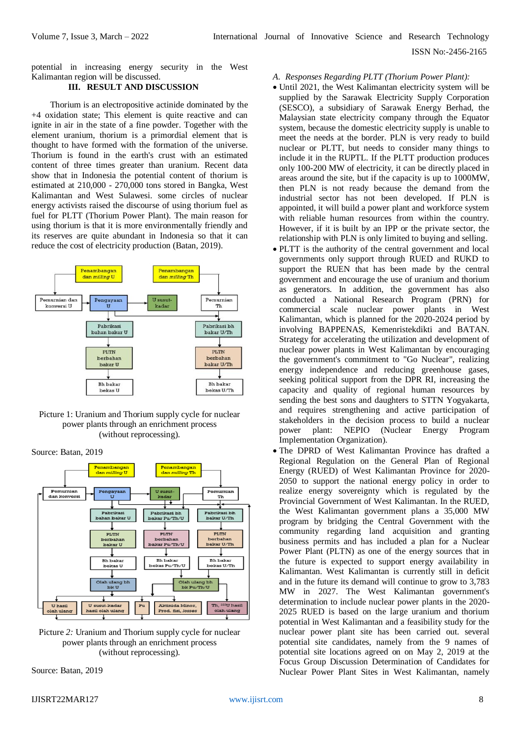potential in increasing energy security in the West Kalimantan region will be discussed.

## III. RESULT AND DISCUSSION

Thorium is an electropositive actinide dominated by the +4 oxidation state; This element is quite reactive and can ignite in air in the state of a fine powder. Together with the element uranium, thorium is a primordial element that is thought to have formed with the formation of the universe. Thorium is found in the earth's crust with an estimated content of three times greater than uranium. Recent data show that in Indonesia the potential content of thorium is estimated at 210,000 - 270,000 tons stored in Bangka, West Kalimantan and West Sulawesi. some circles of nuclear energy activists raised the discourse of using thorium fuel as fuel for PLTT (Thorium Power Plant). The main reason for using thorium is that it is more environmentally friendly and its reserves are quite abundant in Indonesia so that it can reduce the cost of electricity production (Batan, 2019).

Picture 1: Uranium and Thorium supply cycle for nuclear power plants through an enrichment process (without reprocessing).

Source: Batan, 2019

Picture 2: Uranium and Thorium supply cycle for nuclear power plants through an enrichment process (without reprocessing).

Source: Batan, 2019

### A. *Responses Regarding PLTT (Thorium Power Plant):*

- Until 2021, the West Kalimantan electricity system will be supplied by the Sarawak Electricity Supply Corporation (SESCO), a subsidiary of Sarawak Energy Berhad, the Malaysian state electricity company through the Equator system, because the domestic electricity supply is unable to meet the needs at the border. PLN is very ready to build nuclear or PLTT, but needs to consider many things to include it in the RUPTL. If the PLTT production produces only 100-200 MW of electricity, it can be directly placed in areas around the site, but if the capacity is up to 1000MW, then PLN is not ready because the demand from the industrial sector has not been developed. If PLN is appointed, it will build a power plant and workforce system with reliable human resources from within the country. However, if it is built by an IPP or the private sector, the relationship with PLN is only limited to buying and selling.
- PLTT is the authority of the central government and local governments only support through RUED and RUKD to support the RUEN that has been made by the central government and encourage the use of uranium and thorium as generators. In addition, the government has also conducted a National Research Program (PRN) for commercial scale nuclear power plants in West Kalimantan, which is planned for the 2020-2024 period by involving BAPPENAS, Kemenristekdikti and BATAN. Strategy for accelerating the utilization and development of nuclear power plants in West Kalimantan by encouraging the government's commitment to "Go Nuclear", realizing energy independence and reducing greenhouse gases, seeking political support from the DPR RI, increasing the capacity and quality of regional human resources by sending the best sons and daughters to STTN Yogyakarta, and requires strengthening and active participation of stakeholders in the decision process to build a nuclear power plant: NEPIO (Nuclear Energy Program Implementation Organization).
- The DPRD of West Kalimantan Province has drafted a Regional Regulation on the General Plan of Regional Energy (RUED) of West Kalimantan Province for 2020-2050 to support the national energy policy in order to realize energy sovereignty which is regulated by the Provincial Government of West Kalimantan. In the RUED, the West Kalimantan government plans a 35,000 MW program by bridging the Central Government with the community regarding land acquisition and granting business permits and has included a plan for a Nuclear Power Plant (PLTN) as one of the energy sources that in the future is expected to support energy availability in Kalimantan. West Kalimantan is currently still in deficit and in the future its demand will continue to grow to 3,783 MW in 2027. The West Kalimantan government's determination to include nuclear power plants in the 2020-2025 RUED is based on the large uranium and thorium potential in West Kalimantan and a feasibility study for the nuclear power plant site has been carried out. several potential site candidates, namely from the 9 names of potential site locations agreed on on May 2, 2019 at the Focus Group Discussion Determination of Candidates for Nuclear Power Plant Sites in West Kalimantan, namely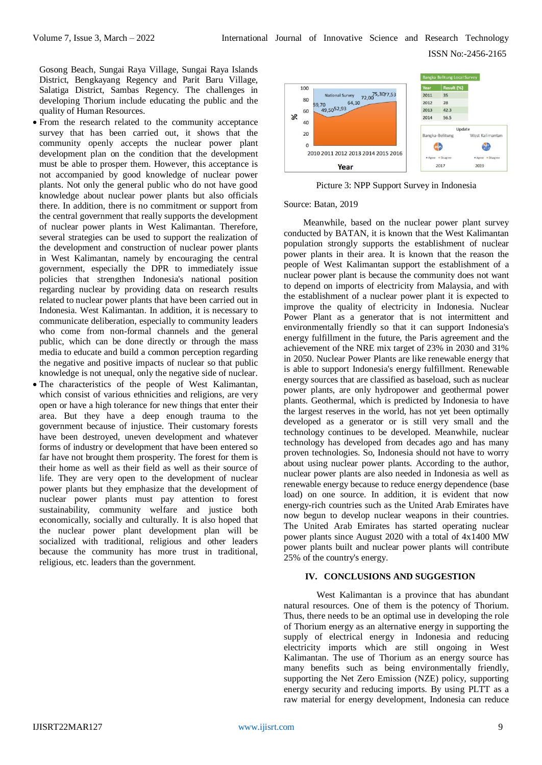Gosong Beach, Sungai Raya Village, Sungai Raya Islands District, Bengkayang Regency and Parit Baru Village, Salatiga District, Sambas Regency. The challenges in developing Thorium include educating the public and the quality of Human Resources.

- From the research related to the community acceptance survey that has been carried out, it shows that the community openly accepts the nuclear power plant development plan on the condition that the development must be able to prosper them. However, this acceptance is not accompanied by good knowledge of nuclear power plants. Not only the general public who do not have good knowledge about nuclear power plants but also officials there. In addition, there is no commitment or support from the central government that really supports the development of nuclear power plants in West Kalimantan. Therefore, several strategies can be used to support the realization of the development and construction of nuclear power plants in West Kalimantan, namely by encouraging the central government, especially the DPR to immediately issue policies that strengthen Indonesia's national position regarding nuclear by providing data on research results related to nuclear power plants that have been carried out in Indonesia. West Kalimantan. In addition, it is necessary to communicate deliberation, especially to community leaders who come from non-formal channels and the general public, which can be done directly or through the mass media to educate and build a common perception regarding the negative and positive impacts of nuclear so that public knowledge is not unequal, only the negative side of nuclear.
- The characteristics of the people of West Kalimantan, which consist of various ethnicities and religions, are very open or have a high tolerance for new things that enter their area. But they have a deep enough trauma to the government because of injustice. Their customary forests have been destroyed, uneven development and whatever forms of industry or development that have been entered so far have not brought them prosperity. The forest for them is their home as well as their field as well as their source of life. They are very open to the development of nuclear power plants but they emphasize that the development of nuclear power plants must pay attention to forest sustainability, community welfare and justice both economically, socially and culturally. It is also hoped that the nuclear power plant development plan will be socialized with traditional, religious and other leaders because the community has more trust in traditional, religious, etc. leaders than the government.

| Bangka Belitung Local Survey | |
|---|---|
| Year | Result (%) |
| 2011 | 35 |
| 2012 | 28 |
| 2013 | 42.3 |
| 2014 | 56.5 |

Picture 3: NPP Support Survey in Indonesia

Source: Batan, 2019

Meanwhile, based on the nuclear power plant survey conducted by BATAN, it is known that the West Kalimantan population strongly supports the establishment of nuclear power plants in their area. It is known that the reason the people of West Kalimantan support the establishment of a nuclear power plant is because the community does not want to depend on imports of electricity from Malaysia, and with the establishment of a nuclear power plant it is expected to improve the quality of electricity in Indonesia. Nuclear Power Plant as a generator that is not intermittent and environmentally friendly so that it can support Indonesia's energy fulfillment in the future, the Paris agreement and the achievement of the NRE mix target of 23% in 2030 and 31% in 2050. Nuclear Power Plants are like renewable energy that is able to support Indonesia's energy fulfillment. Renewable energy sources that are classified as baseload, such as nuclear power plants, are only hydropower and geothermal power plants. Geothermal, which is predicted by Indonesia to have the largest reserves in the world, has not yet been optimally developed as a generator or is still very small and the technology continues to be developed. Meanwhile, nuclear technology has developed from decades ago and has many proven technologies. So, Indonesia should not have to worry about using nuclear power plants. According to the author, nuclear power plants are also needed in Indonesia as well as renewable energy because to reduce energy dependence (base load) on one source. In addition, it is evident that now energy-rich countries such as the United Arab Emirates have now begun to develop nuclear weapons in their countries. The United Arab Emirates has started operating nuclear power plants since August 2020 with a total of 4x1400 MW power plants built and nuclear power plants will contribute 25% of the country's energy.

## IV. CONCLUSIONS AND SUGGESTION

West Kalimantan is a province that has abundant natural resources. One of them is the potency of Thorium. Thus, there needs to be an optimal use in developing the role of Thorium energy as an alternative energy in supporting the supply of electrical energy in Indonesia and reducing electricity imports which are still ongoing in West Kalimantan. The use of Thorium as an energy source has many benefits such as being environmentally friendly, supporting the Net Zero Emission (NZE) policy, supporting energy security and reducing imports. By using PLTT as a raw material for energy development, Indonesia can reduce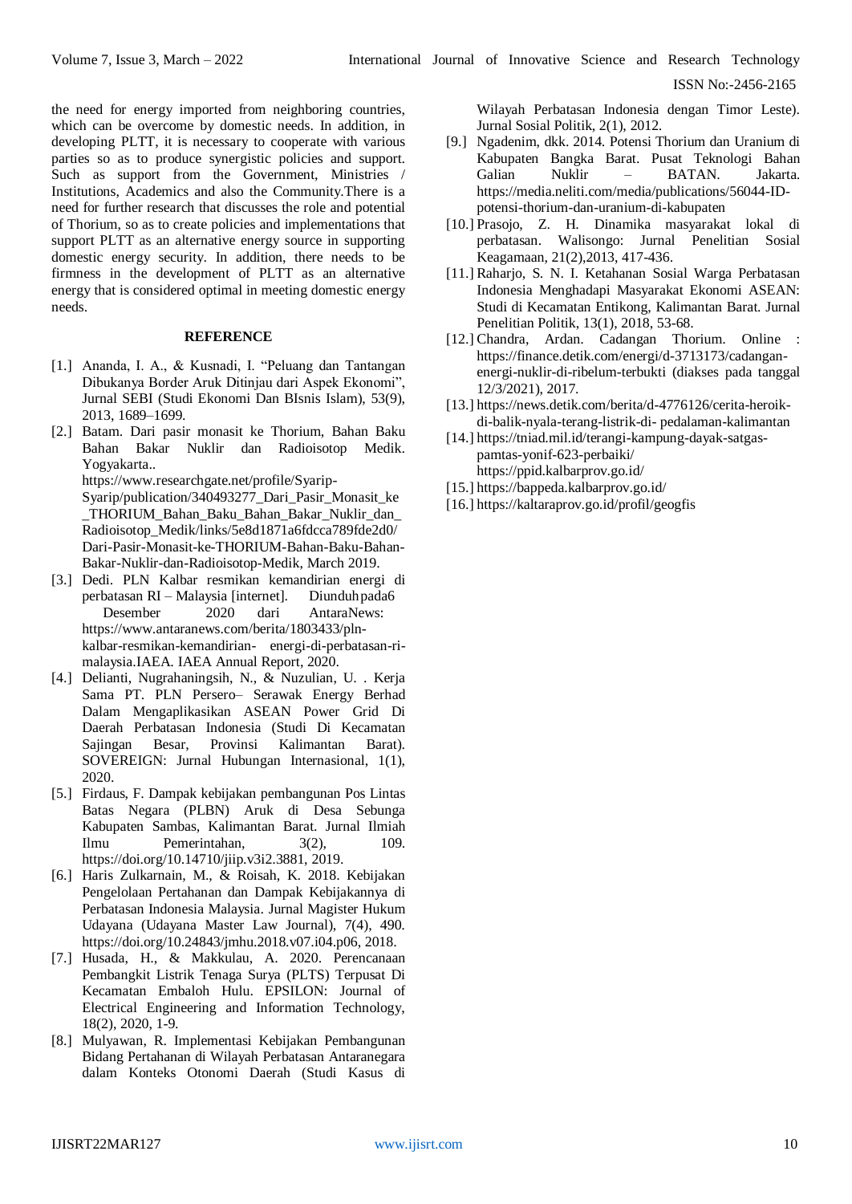the need for energy imported from neighboring countries, which can be overcome by domestic needs. In addition, in developing PLTT, it is necessary to cooperate with various parties so as to produce synergistic policies and support. Such as support from the Government, Ministries / Institutions, Academics and also the Community.There is a need for further research that discusses the role and potential of Thorium, so as to create policies and implementations that support PLTT as an alternative energy source in supporting domestic energy security. In addition, there needs to be firmness in the development of PLTT as an alternative energy that is considered optimal in meeting domestic energy needs.

## REFERENCE

[1.] Ananda, I. A., & Kusnadi, I. "Peluang dan Tantangan Dibukanya Border Aruk Ditinjau dari Aspek Ekonomi", Jurnal SEBI (Studi Ekonomi Dan BIsnis Islam), 53(9), 2013, 1689–1699.

[2.] Batam. Dari pasir monasit ke Thorium, Bahan Baku Bahan Bakar Nuklir dan Radioisotop Medik. Yogyakarta.. https://www.researchgate.net/profile/Syarip-Syarip/publication/340493277_Dari_Pasir_Monasit_ke_THORIUM_Bahan_Baku_Bahan_Bakar_Nuklir_dan_Radioisotop_Medik/links/5e8d1871a6fdcca789fde2d0/Dari-Pasir-Monasit-ke-THORIUM-Bahan-Baku-Bahan-Bakar-Nuklir-dan-Radioisotop-Medik, March 2019.

[3.] Dedi. PLN Kalbar resmikan kemandirian energi di perbatasan RI – Malaysia [internet]. Diunduhpada6 Desember 2020 dari AntaraNews: https://www.antaranews.com/berita/1803433/pln-kalbar-resmikan-kemandirian- energi-di-perbatasan-ri-malaysia.IAEA. IAEA Annual Report, 2020.

[4.] Delianti, Nugrahaningsih, N., & Nuzulian, U. . Kerja Sama PT. PLN Persero– Serawak Energy Berhad Dalam Mengaplikasikan ASEAN Power Grid Di Daerah Perbatasan Indonesia (Studi Di Kecamatan Sajingan Besar, Provinsi Kalimantan Barat). SOVEREIGN: Jurnal Hubungan Internasional, 1(1), 2020.

[5.] Firdaus, F. Dampak kebijakan pembangunan Pos Lintas Batas Negara (PLBN) Aruk di Desa Sebunga Kabupaten Sambas, Kalimantan Barat. Jurnal Ilmiah Ilmu Pemerintahan, 3(2), 109. https://doi.org/10.14710/jiip.v3i2.3881, 2019.

[6.] Haris Zulkarnain, M., & Roisah, K. 2018. Kebijakan Pengelolaan Pertahanan dan Dampak Kebijakannya di Perbatasan Indonesia Malaysia. Jurnal Magister Hukum Udayana (Udayana Master Law Journal), 7(4), 490. https://doi.org/10.24843/jmhu.2018.v07.i04.p06, 2018.

[7.] Husada, H., & Makkulau, A. 2020. Perencanaan Pembangkit Listrik Tenaga Surya (PLTS) Terpusat Di Kecamatan Embaloh Hulu. EPSILON: Journal of Electrical Engineering and Information Technology, 18(2), 2020, 1-9.

[8.] Mulyawan, R. Implementasi Kebijakan Pembangunan Bidang Pertahanan di Wilayah Perbatasan Antaranegara dalam Konteks Otonomi Daerah (Studi Kasus di Wilayah Perbatasan Indonesia dengan Timor Leste). Jurnal Sosial Politik, 2(1), 2012.

[9.] Ngadenim, dkk. 2014. Potensi Thorium dan Uranium di Kabupaten Bangka Barat. Pusat Teknologi Bahan Galian Nuklir – BATAN. Jakarta. https://media.neliti.com/media/publications/56044-ID-potensi-thorium-dan-uranium-di-kabupaten

[10.] Prasojo, Z. H. Dinamika masyarakat lokal di perbatasan. Walisongo: Jurnal Penelitian Sosial Keagamaan, 21(2),2013, 417-436.

[11.] Raharjo, S. N. I. Ketahanan Sosial Warga Perbatasan Indonesia Menghadapi Masyarakat Ekonomi ASEAN: Studi di Kecamatan Entikong, Kalimantan Barat. Jurnal Penelitian Politik, 13(1), 2018, 53-68.

[12.] Chandra, Ardan. Cadangan Thorium. Online : https://finance.detik.com/energi/d-3713173/cadangan-energi-nuklir-di-ribelum-terbukti (diakses pada tanggal 12/3/2021), 2017.

[13.] https://news.detik.com/berita/d-4776126/cerita-heroik-di-balik-nyala-terang-listrik-di- pedalaman-kalimantan

[14.] https://tniad.mil.id/terangi-kampung-dayak-satgas-pamtas-yonif-623-perbaiki/ https://ppid.kalbarprov.go.id/

[15.] https://bappeda.kalbarprov.go.id/

[16.] https://kaltaraprov.go.id/profil/geogfis